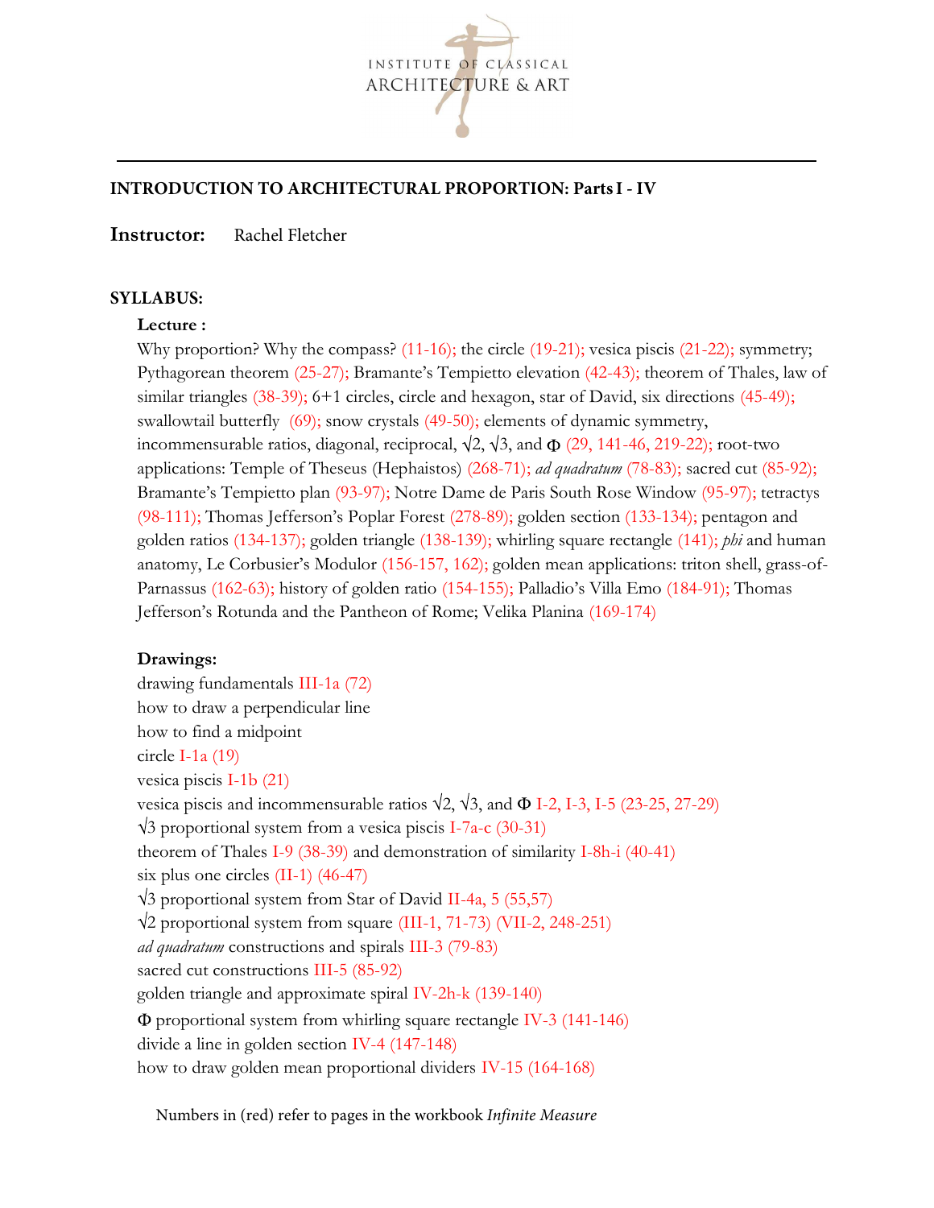INSTITUTE OF CLASSICAL ARCHITECTURE & ART

**INTRODUCTION TO ARCHITECTURAL PROPORTION: Parts I - IV**

**Instructor:** Rachel Fletcher

**SYLLABUS:**

**Lecture :**

Why proportion? Why the compass? (11-16); the circle (19-21); vesica piscis (21-22); symmetry; Pythagorean theorem (25-27); Bramante's Tempietto elevation (42-43); theorem of Thales, law of similar triangles (38-39); 6+1 circles, circle and hexagon, star of David, six directions (45-49); swallowtail butterfly (69); snow crystals (49-50); elements of dynamic symmetry, incommensurable ratios, diagonal, reciprocal, √2, √3, and Φ (29, 141-46, 219-22); root-two applications: Temple of Theseus (Hephaistos) (268-71); *ad quadratum* (78-83); sacred cut (85-92); Bramante's Tempietto plan (93-97); Notre Dame de Paris South Rose Window (95-97); tetractys (98-111); Thomas Jefferson's Poplar Forest (278-89); golden section (133-134); pentagon and golden ratios (134-137); golden triangle (138-139); whirling square rectangle (141); *phi* and human anatomy, Le Corbusier's Modulor (156-157, 162); golden mean applications: triton shell, grass-of-Parnassus (162-63); history of golden ratio (154-155); Palladio's Villa Emo (184-91); Thomas Jefferson's Rotunda and the Pantheon of Rome; Velika Planina (169-174)

**Drawings:**

drawing fundamentals III-1a (72)
how to draw a perpendicular line
how to find a midpoint
circle I-1a (19)
vesica piscis I-1b (21)
vesica piscis and incommensurable ratios √2, √3, and Φ I-2, I-3, I-5 (23-25, 27-29)
√3 proportional system from a vesica piscis I-7a-c (30-31)
theorem of Thales I-9 (38-39) and demonstration of similarity I-8h-i (40-41)
six plus one circles (II-1) (46-47)
√3 proportional system from Star of David II-4a, 5 (55,57)
√2 proportional system from square (III-1, 71-73) (VII-2, 248-251)
*ad quadratum* constructions and spirals III-3 (79-83)
sacred cut constructions III-5 (85-92)
golden triangle and approximate spiral IV-2h-k (139-140)
Φ proportional system from whirling square rectangle IV-3 (141-146)
divide a line in golden section IV-4 (147-148)
how to draw golden mean proportional dividers IV-15 (164-168)

Numbers in (red) refer to pages in the workbook *Infinite Measure*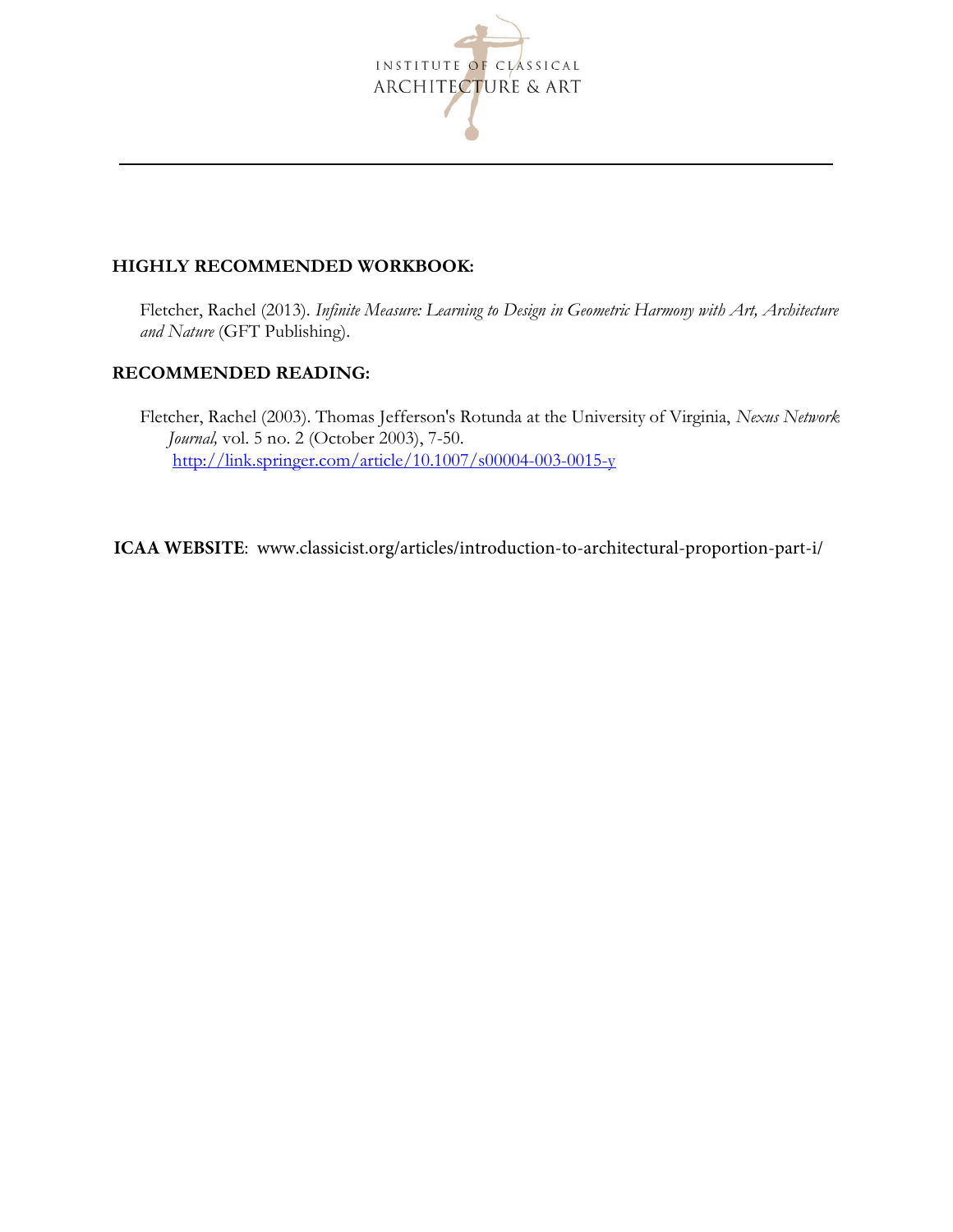**HIGHLY RECOMMENDED WORKBOOK:**

Fletcher, Rachel (2013). *Infinite Measure: Learning to Design in Geometric Harmony with Art, Architecture and Nature* (GFT Publishing).

**RECOMMENDED READING:**

Fletcher, Rachel (2003). Thomas Jefferson's Rotunda at the University of Virginia, *Nexus Network Journal,* vol. 5 no. 2 (October 2003), 7-50. http://link.springer.com/article/10.1007/s00004-003-0015-y

**ICAA WEBSITE**: www.classicist.org/articles/introduction-to-architectural-proportion-part-i/